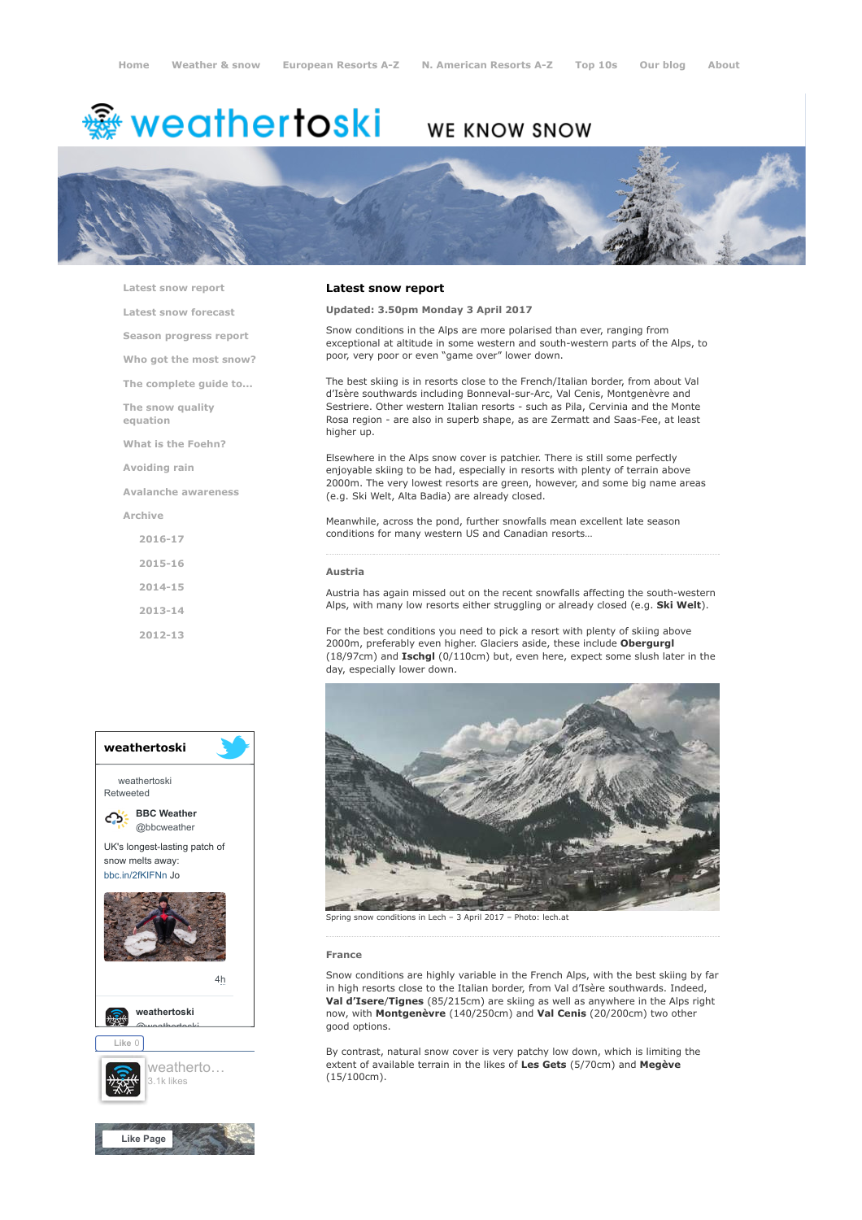Home Weather & snow European Resorts A-Z N. American Resorts A-Z Top 10s Our blog About

# weathertoski

WE KNOW SNOW

- Latest snow report
- Latest snow forecast
- Season progress report
- Who got the most snow?
- The complete guide to...
- The snow quality equation
- What is the Foehn?
- Avoiding rain
- Avalanche awareness
- Archive
  - 2016-17
  - 2015-16
  - 2014-15
  - 2013-14
  - 2012-13

## Latest snow report

**Updated: 3.50pm Monday 3 April 2017**

Snow conditions in the Alps are more polarised than ever, ranging from exceptional at altitude in some western and south-western parts of the Alps, to poor, very poor or even "game over" lower down.

The best skiing is in resorts close to the French/Italian border, from about Val d'Isère southwards including Bonneval-sur-Arc, Val Cenis, Montgenèvre and Sestriere. Other western Italian resorts - such as Pila, Cervinia and the Monte Rosa region - are also in superb shape, as are Zermatt and Saas-Fee, at least higher up.

Elsewhere in the Alps snow cover is patchier. There is still some perfectly enjoyable skiing to be had, especially in resorts with plenty of terrain above 2000m. The very lowest resorts are green, however, and some big name areas (e.g. Ski Welt, Alta Badia) are already closed.

Meanwhile, across the pond, further snowfalls mean excellent late season conditions for many western US and Canadian resorts…

### Austria

Austria has again missed out on the recent snowfalls affecting the south-western Alps, with many low resorts either struggling or already closed (e.g. **Ski Welt**).

For the best conditions you need to pick a resort with plenty of skiing above 2000m, preferably even higher. Glaciers aside, these include **Obergurgl** (18/97cm) and **Ischgl** (0/110cm) but, even here, expect some slush later in the day, especially lower down.

Spring snow conditions in Lech – 3 April 2017 – Photo: lech.at

### France

Snow conditions are highly variable in the French Alps, with the best skiing by far in high resorts close to the Italian border, from Val d'Isère southwards. Indeed, **Val d'Isere**/**Tignes** (85/215cm) are skiing as well as anywhere in the Alps right now, with **Montgenèvre** (140/250cm) and **Val Cenis** (20/200cm) two other good options.

By contrast, natural snow cover is very patchy low down, which is limiting the extent of available terrain in the likes of **Les Gets** (5/70cm) and **Megève** (15/100cm).

**weathertoski**

weathertoski Retweeted

BBC Weather @bbcweather

UK's longest-lasting patch of snow melts away: bbc.in/2fKIFNn Jo

4h

weathertoski @weathertoski

Like 0

weatherto… 3.1k likes

Like Page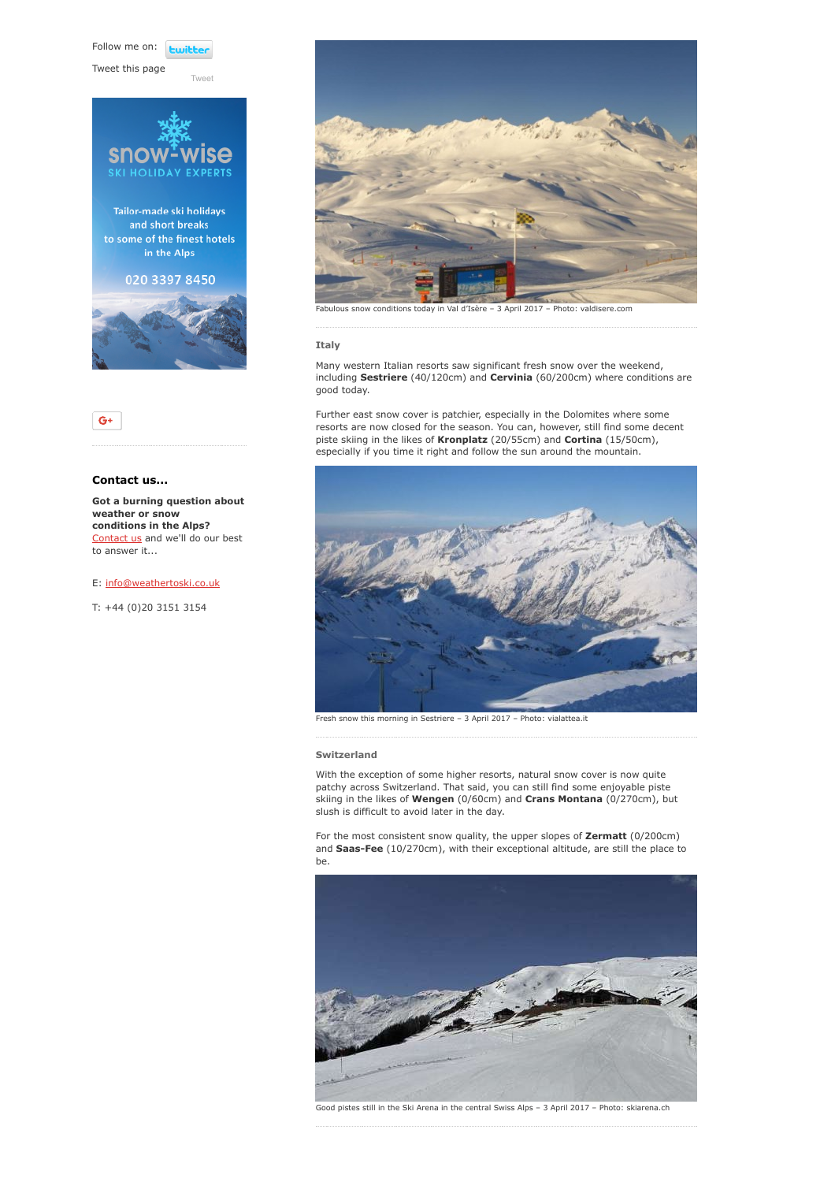Follow me on: twitter

Tweet this page

Tweet

snow-wise SKI HOLIDAY EXPERTS

Tailor-made ski holidays and short breaks to some of the finest hotels in the Alps

020 3397 8450

G+

**Contact us...**

**Got a burning question about weather or snow conditions in the Alps?** Contact us and we'll do our best to answer it...

E: info@weathertoski.co.uk

T: +44 (0)20 3151 3154

Fabulous snow conditions today in Val d'Isère – 3 April 2017 – Photo: valdisere.com

### Italy

Many western Italian resorts saw significant fresh snow over the weekend, including **Sestriere** (40/120cm) and **Cervinia** (60/200cm) where conditions are good today.

Further east snow cover is patchier, especially in the Dolomites where some resorts are now closed for the season. You can, however, still find some decent piste skiing in the likes of **Kronplatz** (20/55cm) and **Cortina** (15/50cm), especially if you time it right and follow the sun around the mountain.

Fresh snow this morning in Sestriere – 3 April 2017 – Photo: vialattea.it

### Switzerland

With the exception of some higher resorts, natural snow cover is now quite patchy across Switzerland. That said, you can still find some enjoyable piste skiing in the likes of **Wengen** (0/60cm) and **Crans Montana** (0/270cm), but slush is difficult to avoid later in the day.

For the most consistent snow quality, the upper slopes of **Zermatt** (0/200cm) and **Saas-Fee** (10/270cm), with their exceptional altitude, are still the place to be.

Good pistes still in the Ski Arena in the central Swiss Alps – 3 April 2017 – Photo: skiarena.ch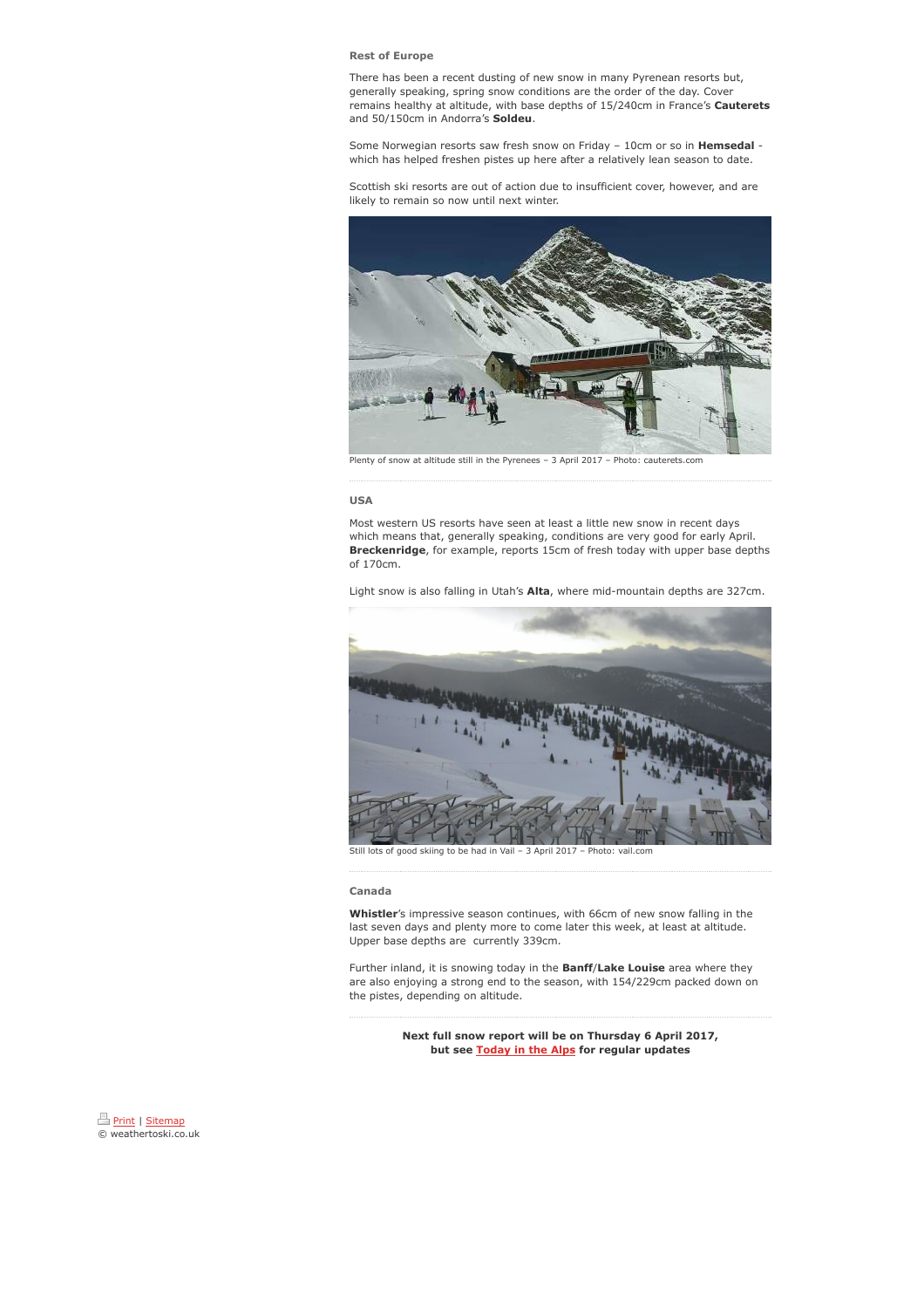### Rest of Europe

There has been a recent dusting of new snow in many Pyrenean resorts but, generally speaking, spring snow conditions are the order of the day. Cover remains healthy at altitude, with base depths of 15/240cm in France's **Cauterets** and 50/150cm in Andorra's **Soldeu**.

Some Norwegian resorts saw fresh snow on Friday – 10cm or so in **Hemsedal** - which has helped freshen pistes up here after a relatively lean season to date.

Scottish ski resorts are out of action due to insufficient cover, however, and are likely to remain so now until next winter.

Plenty of snow at altitude still in the Pyrenees – 3 April 2017 – Photo: cauterets.com

### USA

Most western US resorts have seen at least a little new snow in recent days which means that, generally speaking, conditions are very good for early April. **Breckenridge**, for example, reports 15cm of fresh today with upper base depths of 170cm.

Light snow is also falling in Utah's **Alta**, where mid-mountain depths are 327cm.

Still lots of good skiing to be had in Vail – 3 April 2017 – Photo: vail.com

### Canada

**Whistler**'s impressive season continues, with 66cm of new snow falling in the last seven days and plenty more to come later this week, at least at altitude. Upper base depths are currently 339cm.

Further inland, it is snowing today in the **Banff**/**Lake Louise** area where they are also enjoying a strong end to the season, with 154/229cm packed down on the pistes, depending on altitude.

**Next full snow report will be on Thursday 6 April 2017, but see Today in the Alps for regular updates**

Print | Sitemap
© weathertoski.co.uk